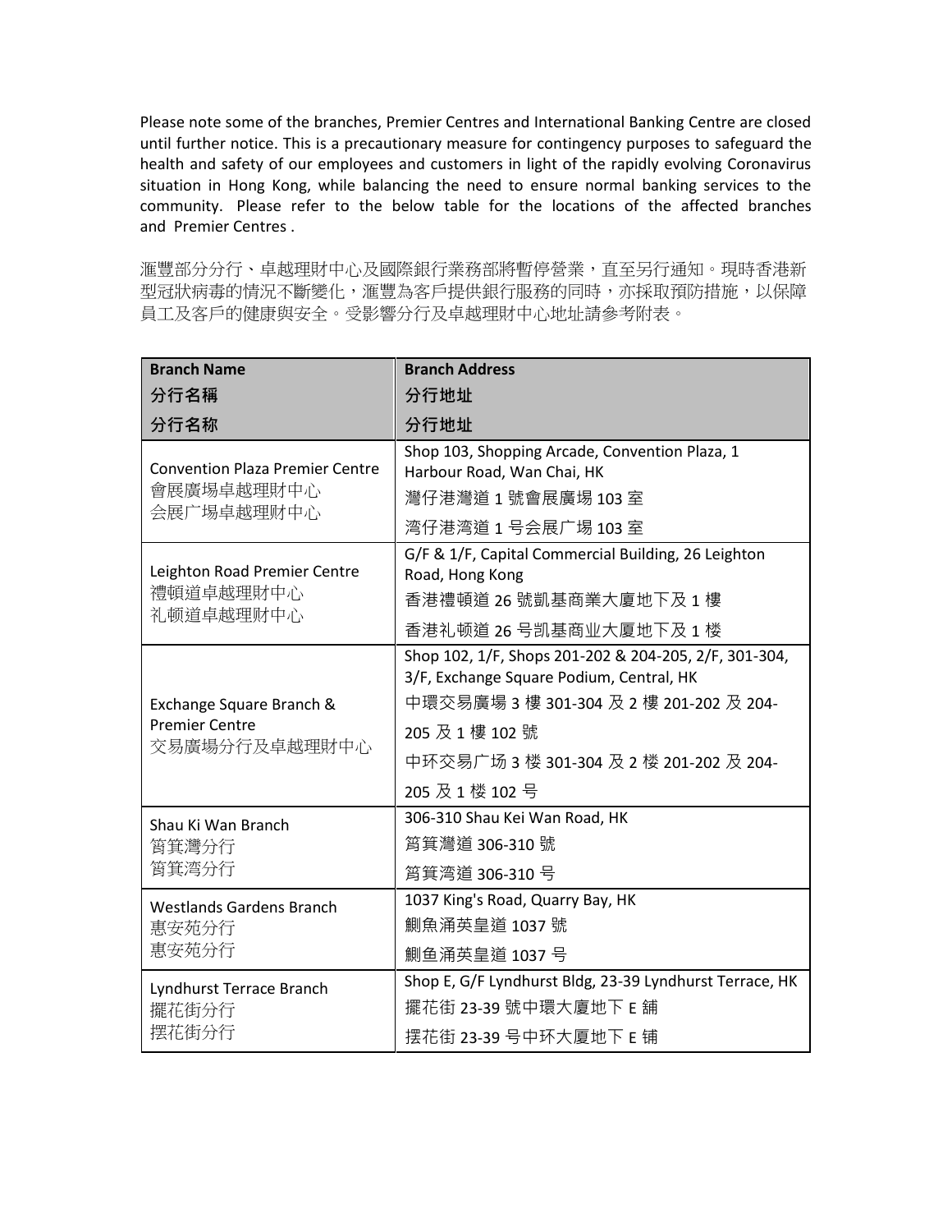Please note some of the branches, Premier Centres and International Banking Centre are closed until further notice. This is a precautionary measure for contingency purposes to safeguard the health and safety of our employees and customers in light of the rapidly evolving Coronavirus situation in Hong Kong, while balancing the need to ensure normal banking services to the community. Please refer to the below table for the locations of the affected branches and Premier Centres .

滙豐部分分行、卓越理財中心及國際銀行業務部將暫停營業，直至另行通知。現時香港新型冠狀病毒的情況不斷變化，滙豐為客戶提供銀行服務的同時，亦採取預防措施，以保障員工及客戶的健康與安全。受影響分行及卓越理財中心地址請參考附表。

| **Branch Name**<br>**分行名稱**<br>**分行名称** | **Branch Address**<br>**分行地址**<br>**分行地址** |
|---|---|
| Convention Plaza Premier Centre<br>會展廣場卓越理財中心<br>会展广场卓越理财中心 | Shop 103, Shopping Arcade, Convention Plaza, 1 Harbour Road, Wan Chai, HK<br>灣仔港灣道 1 號會展廣場 103 室<br>湾仔港湾道 1 号会展广场 103 室 |
| Leighton Road Premier Centre<br>禮頓道卓越理財中心<br>礼顿道卓越理财中心 | G/F & 1/F, Capital Commercial Building, 26 Leighton Road, Hong Kong<br>香港禮頓道 26 號凱基商業大廈地下及 1 樓<br>香港礼顿道 26 号凯基商业大厦地下及 1 楼 |
| Exchange Square Branch & Premier Centre<br>交易廣場分行及卓越理財中心 | Shop 102, 1/F, Shops 201-202 & 204-205, 2/F, 301-304, 3/F, Exchange Square Podium, Central, HK<br>中環交易廣場 3 樓 301-304 及 2 樓 201-202 及 204-205 及 1 樓 102 號<br>中环交易广场 3 楼 301-304 及 2 楼 201-202 及 204-205 及 1 楼 102 号 |
| Shau Ki Wan Branch<br>筲箕灣分行<br>筲箕湾分行 | 306-310 Shau Kei Wan Road, HK<br>筲箕灣道 306-310 號<br>筲箕湾道 306-310 号 |
| Westlands Gardens Branch<br>惠安苑分行<br>惠安苑分行 | 1037 King's Road, Quarry Bay, HK<br>鰂魚涌英皇道 1037 號<br>鲗鱼涌英皇道 1037 号 |
| Lyndhurst Terrace Branch<br>擺花街分行<br>摆花街分行 | Shop E, G/F Lyndhurst Bldg, 23-39 Lyndhurst Terrace, HK<br>擺花街 23-39 號中環大廈地下 E 舖<br>摆花街 23-39 号中环大厦地下 E 铺 |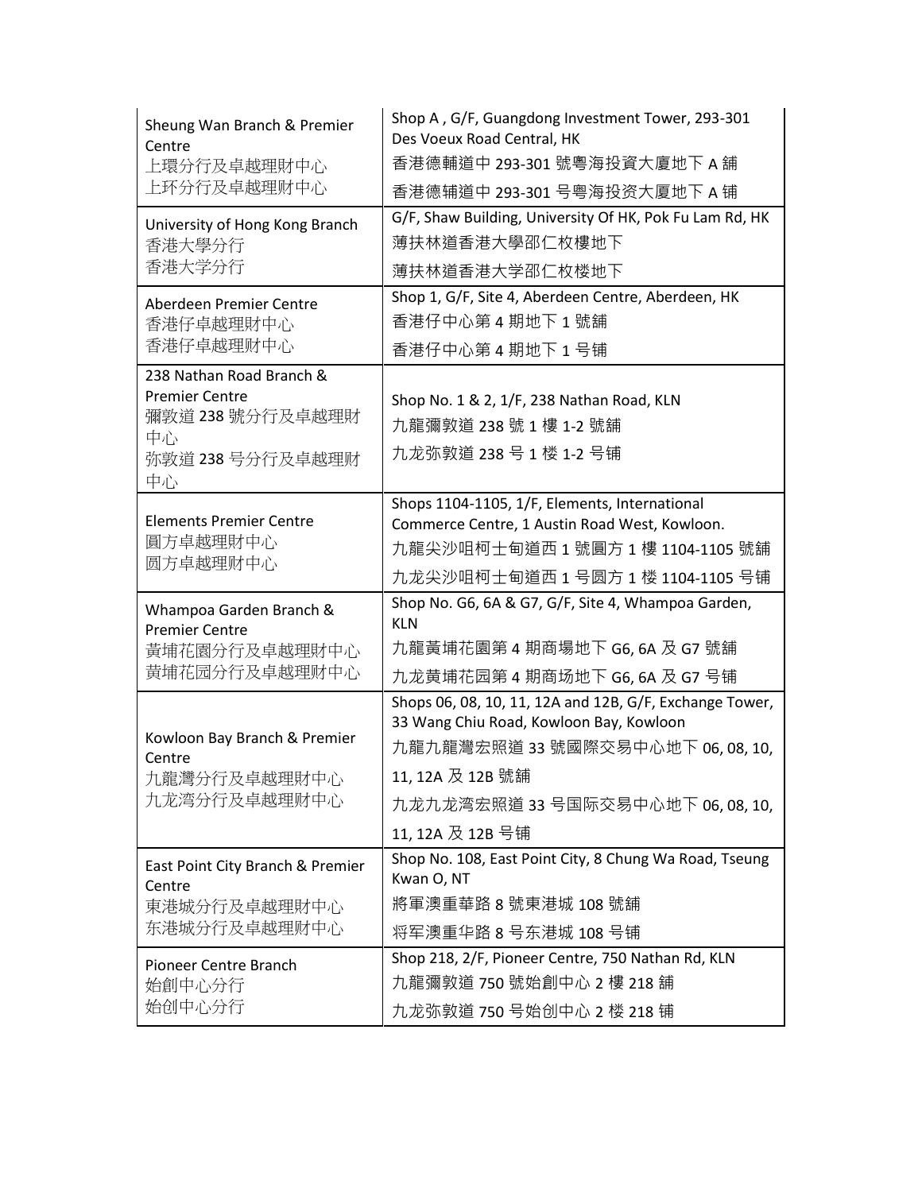| | |
|---|---|
| Sheung Wan Branch & Premier Centre<br>上環分行及卓越理財中心<br>上环分行及卓越理财中心 | Shop A , G/F, Guangdong Investment Tower, 293-301 Des Voeux Road Central, HK<br>香港德輔道中 293-301 號粵海投資大廈地下 A 舖<br>香港德辅道中 293-301 号粤海投资大厦地下 A 铺 |
| University of Hong Kong Branch<br>香港大學分行<br>香港大学分行 | G/F, Shaw Building, University Of HK, Pok Fu Lam Rd, HK<br>薄扶林道香港大學邵仁枚樓地下<br>薄扶林道香港大学邵仁枚楼地下 |
| Aberdeen Premier Centre<br>香港仔卓越理財中心<br>香港仔卓越理财中心 | Shop 1, G/F, Site 4, Aberdeen Centre, Aberdeen, HK<br>香港仔中心第 4 期地下 1 號舖<br>香港仔中心第 4 期地下 1 号铺 |
| 238 Nathan Road Branch & Premier Centre<br>彌敦道 238 號分行及卓越理財中心<br>弥敦道 238 号分行及卓越理财中心 | Shop No. 1 & 2, 1/F, 238 Nathan Road, KLN<br>九龍彌敦道 238 號 1 樓 1-2 號舖<br>九龙弥敦道 238 号 1 楼 1-2 号铺 |
| Elements Premier Centre<br>圓方卓越理財中心<br>圆方卓越理财中心 | Shops 1104-1105, 1/F, Elements, International Commerce Centre, 1 Austin Road West, Kowloon.<br>九龍尖沙咀柯士甸道西 1 號圓方 1 樓 1104-1105 號舖<br>九龙尖沙咀柯士甸道西 1 号圆方 1 楼 1104-1105 号铺 |
| Whampoa Garden Branch & Premier Centre<br>黃埔花園分行及卓越理財中心<br>黄埔花园分行及卓越理财中心 | Shop No. G6, 6A & G7, G/F, Site 4, Whampoa Garden, KLN<br>九龍黃埔花園第 4 期商場地下 G6, 6A 及 G7 號舖<br>九龙黄埔花园第 4 期商场地下 G6, 6A 及 G7 号铺 |
| Kowloon Bay Branch & Premier Centre<br>九龍灣分行及卓越理財中心<br>九龙湾分行及卓越理财中心 | Shops 06, 08, 10, 11, 12A and 12B, G/F, Exchange Tower, 33 Wang Chiu Road, Kowloon Bay, Kowloon<br>九龍九龍灣宏照道 33 號國際交易中心地下 06, 08, 10, 11, 12A 及 12B 號舖<br>九龙九龙湾宏照道 33 号国际交易中心地下 06, 08, 10, 11, 12A 及 12B 号铺 |
| East Point City Branch & Premier Centre<br>東港城分行及卓越理財中心<br>东港城分行及卓越理财中心 | Shop No. 108, East Point City, 8 Chung Wa Road, Tseung Kwan O, NT<br>將軍澳重華路 8 號東港城 108 號舖<br>将军澳重华路 8 号东港城 108 号铺 |
| Pioneer Centre Branch<br>始創中心分行<br>始创中心分行 | Shop 218, 2/F, Pioneer Centre, 750 Nathan Rd, KLN<br>九龍彌敦道 750 號始創中心 2 樓 218 舖<br>九龙弥敦道 750 号始创中心 2 楼 218 铺 |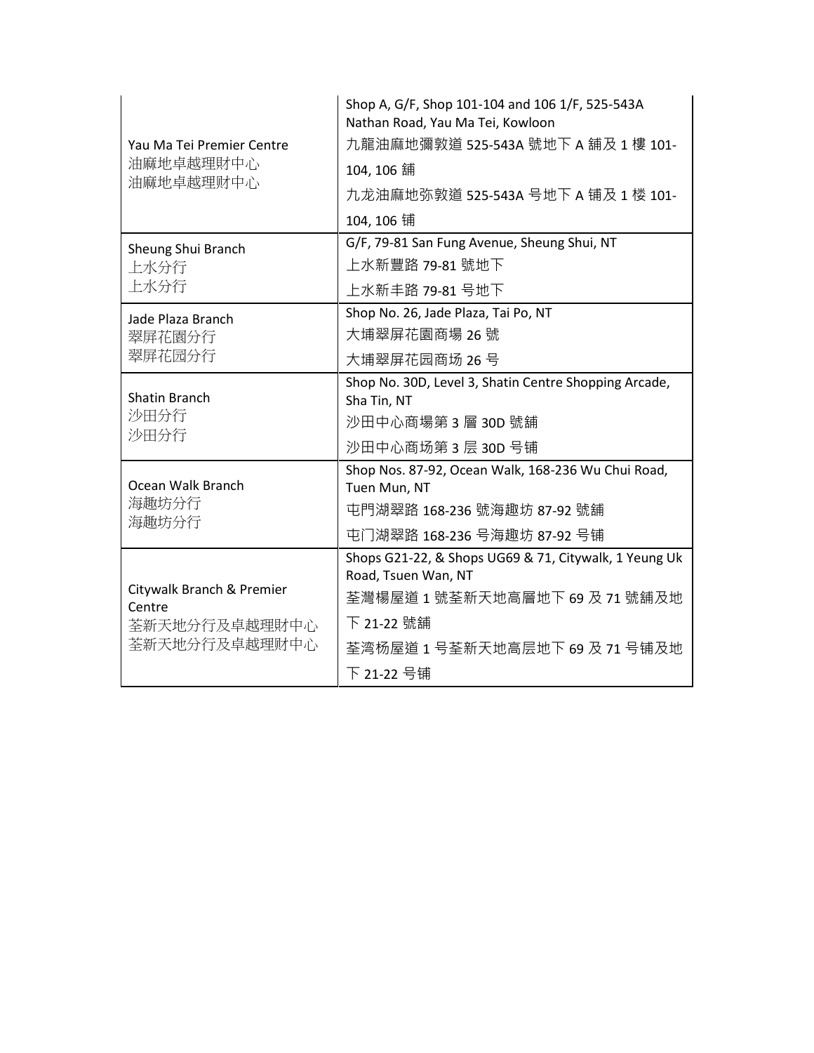| | |
|---|---|
| Yau Ma Tei Premier Centre<br>油麻地卓越理財中心<br>油麻地卓越理财中心 | Shop A, G/F, Shop 101-104 and 106 1/F, 525-543A Nathan Road, Yau Ma Tei, Kowloon<br>九龍油麻地彌敦道 525-543A 號地下 A 鋪及 1 樓 101-104, 106 鋪<br>九龙油麻地弥敦道 525-543A 号地下 A 铺及 1 楼 101-104, 106 铺 |
| Sheung Shui Branch<br>上水分行<br>上水分行 | G/F, 79-81 San Fung Avenue, Sheung Shui, NT<br>上水新豐路 79-81 號地下<br>上水新丰路 79-81 号地下 |
| Jade Plaza Branch<br>翠屏花園分行<br>翠屏花园分行 | Shop No. 26, Jade Plaza, Tai Po, NT<br>大埔翠屏花園商場 26 號<br>大埔翠屏花园商场 26 号 |
| Shatin Branch<br>沙田分行<br>沙田分行 | Shop No. 30D, Level 3, Shatin Centre Shopping Arcade, Sha Tin, NT<br>沙田中心商場第 3 層 30D 號舖<br>沙田中心商场第 3 层 30D 号铺 |
| Ocean Walk Branch<br>海趣坊分行<br>海趣坊分行 | Shop Nos. 87-92, Ocean Walk, 168-236 Wu Chui Road, Tuen Mun, NT<br>屯門湖翠路 168-236 號海趣坊 87-92 號舖<br>屯门湖翠路 168-236 号海趣坊 87-92 号铺 |
| Citywalk Branch & Premier Centre<br>荃新天地分行及卓越理財中心<br>荃新天地分行及卓越理财中心 | Shops G21-22, & Shops UG69 & 71, Citywalk, 1 Yeung Uk Road, Tsuen Wan, NT<br>荃灣楊屋道 1 號荃新天地高層地下 69 及 71 號舖及地下 21-22 號舖<br>荃湾杨屋道 1 号荃新天地高层地下 69 及 71 号铺及地下 21-22 号铺 |